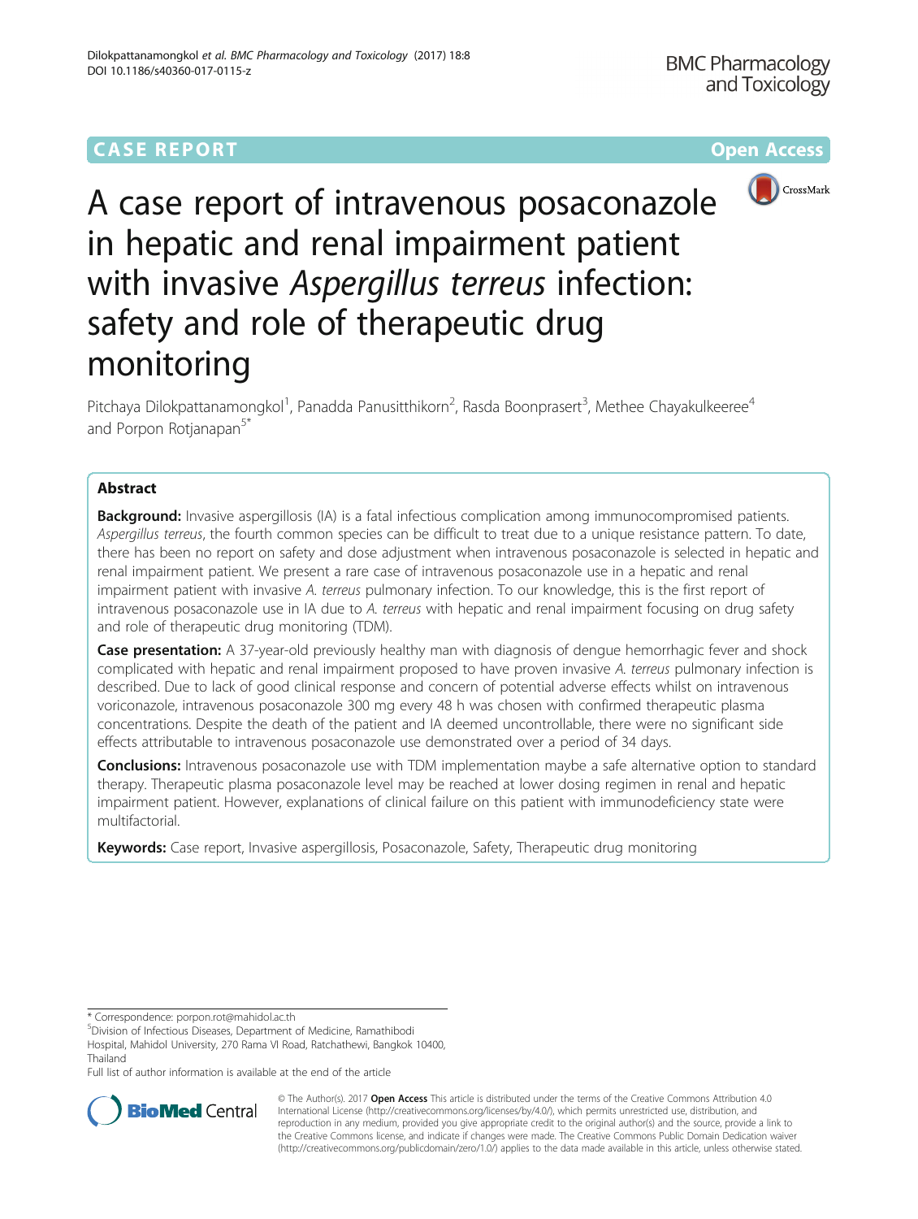CASE REPORT

Open Access

# A case report of intravenous posaconazole in hepatic and renal impairment patient with invasive *Aspergillus terreus* infection: safety and role of therapeutic drug monitoring

Pitchaya Dilokpattanamongkol[1], Panadda Panusitthikorn[2], Rasda Boonprasert[3], Methee Chayakulkeeree[4] and Porpon Rotjanapan[5*]

## Abstract

**Background:** Invasive aspergillosis (IA) is a fatal infectious complication among immunocompromised patients. *Aspergillus terreus*, the fourth common species can be difficult to treat due to a unique resistance pattern. To date, there has been no report on safety and dose adjustment when intravenous posaconazole is selected in hepatic and renal impairment patient. We present a rare case of intravenous posaconazole use in a hepatic and renal impairment patient with invasive *A. terreus* pulmonary infection. To our knowledge, this is the first report of intravenous posaconazole use in IA due to *A. terreus* with hepatic and renal impairment focusing on drug safety and role of therapeutic drug monitoring (TDM).

**Case presentation:** A 37-year-old previously healthy man with diagnosis of dengue hemorrhagic fever and shock complicated with hepatic and renal impairment proposed to have proven invasive *A. terreus* pulmonary infection is described. Due to lack of good clinical response and concern of potential adverse effects whilst on intravenous voriconazole, intravenous posaconazole 300 mg every 48 h was chosen with confirmed therapeutic plasma concentrations. Despite the death of the patient and IA deemed uncontrollable, there were no significant side effects attributable to intravenous posaconazole use demonstrated over a period of 34 days.

**Conclusions:** Intravenous posaconazole use with TDM implementation maybe a safe alternative option to standard therapy. Therapeutic plasma posaconazole level may be reached at lower dosing regimen in renal and hepatic impairment patient. However, explanations of clinical failure on this patient with immunodeficiency state were multifactorial.

**Keywords:** Case report, Invasive aspergillosis, Posaconazole, Safety, Therapeutic drug monitoring

\* Correspondence: porpon.rot@mahidol.ac.th

[5]Division of Infectious Diseases, Department of Medicine, Ramathibodi Hospital, Mahidol University, 270 Rama VI Road, Ratchathewi, Bangkok 10400, Thailand

Full list of author information is available at the end of the article

© The Author(s). 2017 **Open Access** This article is distributed under the terms of the Creative Commons Attribution 4.0 International License (http://creativecommons.org/licenses/by/4.0/), which permits unrestricted use, distribution, and reproduction in any medium, provided you give appropriate credit to the original author(s) and the source, provide a link to the Creative Commons license, and indicate if changes were made. The Creative Commons Public Domain Dedication waiver (http://creativecommons.org/publicdomain/zero/1.0/) applies to the data made available in this article, unless otherwise stated.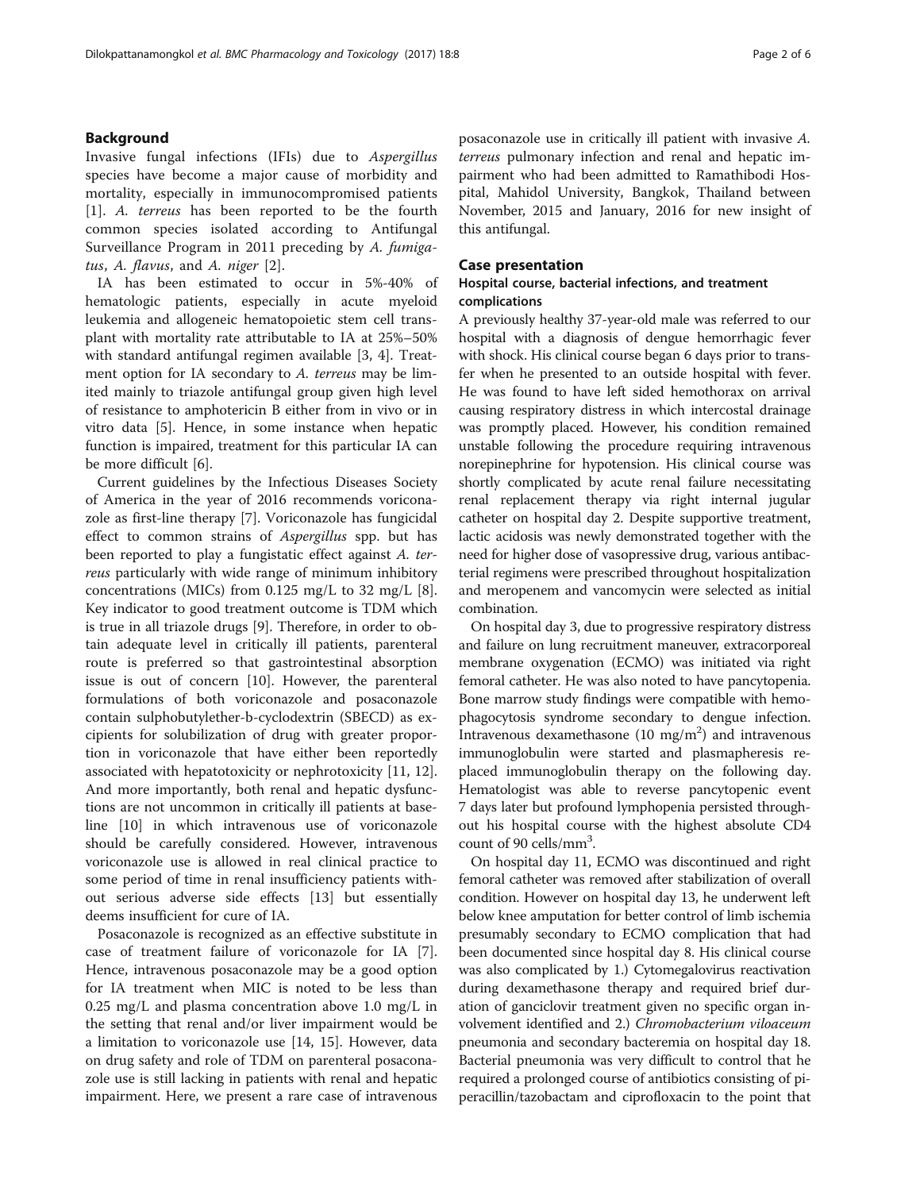## Background

Invasive fungal infections (IFIs) due to *Aspergillus* species have become a major cause of morbidity and mortality, especially in immunocompromised patients [1]. *A. terreus* has been reported to be the fourth common species isolated according to Antifungal Surveillance Program in 2011 preceding by *A. fumigatus*, *A. flavus*, and *A. niger* [2].

IA has been estimated to occur in 5%-40% of hematologic patients, especially in acute myeloid leukemia and allogeneic hematopoietic stem cell transplant with mortality rate attributable to IA at 25%–50% with standard antifungal regimen available [3, 4]. Treatment option for IA secondary to *A. terreus* may be limited mainly to triazole antifungal group given high level of resistance to amphotericin B either from in vivo or in vitro data [5]. Hence, in some instance when hepatic function is impaired, treatment for this particular IA can be more difficult [6].

Current guidelines by the Infectious Diseases Society of America in the year of 2016 recommends voriconazole as first-line therapy [7]. Voriconazole has fungicidal effect to common strains of *Aspergillus* spp. but has been reported to play a fungistatic effect against *A. terreus* particularly with wide range of minimum inhibitory concentrations (MICs) from 0.125 mg/L to 32 mg/L [8]. Key indicator to good treatment outcome is TDM which is true in all triazole drugs [9]. Therefore, in order to obtain adequate level in critically ill patients, parenteral route is preferred so that gastrointestinal absorption issue is out of concern [10]. However, the parenteral formulations of both voriconazole and posaconazole contain sulphobutylether-b-cyclodextrin (SBECD) as excipients for solubilization of drug with greater proportion in voriconazole that have either been reportedly associated with hepatotoxicity or nephrotoxicity [11, 12]. And more importantly, both renal and hepatic dysfunctions are not uncommon in critically ill patients at baseline [10] in which intravenous use of voriconazole should be carefully considered. However, intravenous voriconazole use is allowed in real clinical practice to some period of time in renal insufficiency patients without serious adverse side effects [13] but essentially deems insufficient for cure of IA.

Posaconazole is recognized as an effective substitute in case of treatment failure of voriconazole for IA [7]. Hence, intravenous posaconazole may be a good option for IA treatment when MIC is noted to be less than 0.25 mg/L and plasma concentration above 1.0 mg/L in the setting that renal and/or liver impairment would be a limitation to voriconazole use [14, 15]. However, data on drug safety and role of TDM on parenteral posaconazole use is still lacking in patients with renal and hepatic impairment. Here, we present a rare case of intravenous posaconazole use in critically ill patient with invasive *A. terreus* pulmonary infection and renal and hepatic impairment who had been admitted to Ramathibodi Hospital, Mahidol University, Bangkok, Thailand between November, 2015 and January, 2016 for new insight of this antifungal.

## Case presentation

### Hospital course, bacterial infections, and treatment complications

A previously healthy 37-year-old male was referred to our hospital with a diagnosis of dengue hemorrhagic fever with shock. His clinical course began 6 days prior to transfer when he presented to an outside hospital with fever. He was found to have left sided hemothorax on arrival causing respiratory distress in which intercostal drainage was promptly placed. However, his condition remained unstable following the procedure requiring intravenous norepinephrine for hypotension. His clinical course was shortly complicated by acute renal failure necessitating renal replacement therapy via right internal jugular catheter on hospital day 2. Despite supportive treatment, lactic acidosis was newly demonstrated together with the need for higher dose of vasopressive drug, various antibacterial regimens were prescribed throughout hospitalization and meropenem and vancomycin were selected as initial combination.

On hospital day 3, due to progressive respiratory distress and failure on lung recruitment maneuver, extracorporeal membrane oxygenation (ECMO) was initiated via right femoral catheter. He was also noted to have pancytopenia. Bone marrow study findings were compatible with hemophagocytosis syndrome secondary to dengue infection. Intravenous dexamethasone (10 mg/m$^2$) and intravenous immunoglobulin were started and plasmapheresis replaced immunoglobulin therapy on the following day. Hematologist was able to reverse pancytopenic event 7 days later but profound lymphopenia persisted throughout his hospital course with the highest absolute CD4 count of 90 cells/mm$^3$.

On hospital day 11, ECMO was discontinued and right femoral catheter was removed after stabilization of overall condition. However on hospital day 13, he underwent left below knee amputation for better control of limb ischemia presumably secondary to ECMO complication that had been documented since hospital day 8. His clinical course was also complicated by 1.) Cytomegalovirus reactivation during dexamethasone therapy and required brief duration of ganciclovir treatment given no specific organ involvement identified and 2.) *Chromobacterium viloaceum* pneumonia and secondary bacteremia on hospital day 18. Bacterial pneumonia was very difficult to control that he required a prolonged course of antibiotics consisting of piperacillin/tazobactam and ciprofloxacin to the point that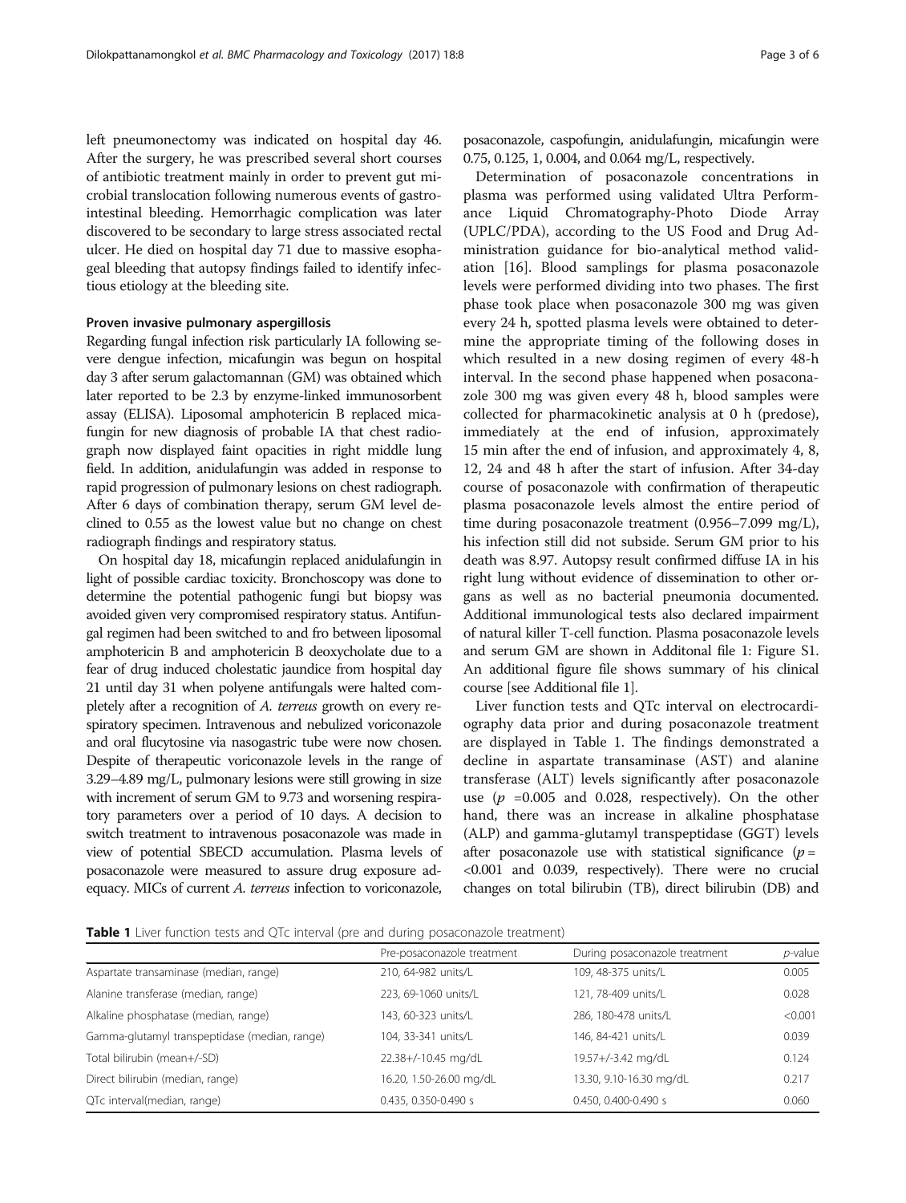left pneumonectomy was indicated on hospital day 46. After the surgery, he was prescribed several short courses of antibiotic treatment mainly in order to prevent gut microbial translocation following numerous events of gastrointestinal bleeding. Hemorrhagic complication was later discovered to be secondary to large stress associated rectal ulcer. He died on hospital day 71 due to massive esophageal bleeding that autopsy findings failed to identify infectious etiology at the bleeding site.

#### Proven invasive pulmonary aspergillosis

Regarding fungal infection risk particularly IA following severe dengue infection, micafungin was begun on hospital day 3 after serum galactomannan (GM) was obtained which later reported to be 2.3 by enzyme-linked immunosorbent assay (ELISA). Liposomal amphotericin B replaced micafungin for new diagnosis of probable IA that chest radiograph now displayed faint opacities in right middle lung field. In addition, anidulafungin was added in response to rapid progression of pulmonary lesions on chest radiograph. After 6 days of combination therapy, serum GM level declined to 0.55 as the lowest value but no change on chest radiograph findings and respiratory status.

On hospital day 18, micafungin replaced anidulafungin in light of possible cardiac toxicity. Bronchoscopy was done to determine the potential pathogenic fungi but biopsy was avoided given very compromised respiratory status. Antifungal regimen had been switched to and fro between liposomal amphotericin B and amphotericin B deoxycholate due to a fear of drug induced cholestatic jaundice from hospital day 21 until day 31 when polyene antifungals were halted completely after a recognition of *A. terreus* growth on every respiratory specimen. Intravenous and nebulized voriconazole and oral flucytosine via nasogastric tube were now chosen. Despite of therapeutic voriconazole levels in the range of 3.29–4.89 mg/L, pulmonary lesions were still growing in size with increment of serum GM to 9.73 and worsening respiratory parameters over a period of 10 days. A decision to switch treatment to intravenous posaconazole was made in view of potential SBECD accumulation. Plasma levels of posaconazole were measured to assure drug exposure adequacy. MICs of current *A. terreus* infection to voriconazole, posaconazole, caspofungin, anidulafungin, micafungin were 0.75, 0.125, 1, 0.004, and 0.064 mg/L, respectively.

Determination of posaconazole concentrations in plasma was performed using validated Ultra Performance Liquid Chromatography-Photo Diode Array (UPLC/PDA), according to the US Food and Drug Administration guidance for bio-analytical method validation [16]. Blood samplings for plasma posaconazole levels were performed dividing into two phases. The first phase took place when posaconazole 300 mg was given every 24 h, spotted plasma levels were obtained to determine the appropriate timing of the following doses in which resulted in a new dosing regimen of every 48-h interval. In the second phase happened when posaconazole 300 mg was given every 48 h, blood samples were collected for pharmacokinetic analysis at 0 h (predose), immediately at the end of infusion, approximately 15 min after the end of infusion, and approximately 4, 8, 12, 24 and 48 h after the start of infusion. After 34-day course of posaconazole with confirmation of therapeutic plasma posaconazole levels almost the entire period of time during posaconazole treatment (0.956–7.099 mg/L), his infection still did not subside. Serum GM prior to his death was 8.97. Autopsy result confirmed diffuse IA in his right lung without evidence of dissemination to other organs as well as no bacterial pneumonia documented. Additional immunological tests also declared impairment of natural killer T-cell function. Plasma posaconazole levels and serum GM are shown in Additonal file 1: Figure S1. An additional figure file shows summary of his clinical course [see Additional file 1].

Liver function tests and QTc interval on electrocardiography data prior and during posaconazole treatment are displayed in Table 1. The findings demonstrated a decline in aspartate transaminase (AST) and alanine transferase (ALT) levels significantly after posaconazole use ($p$ =0.005 and 0.028, respectively). On the other hand, there was an increase in alkaline phosphatase (ALP) and gamma-glutamyl transpeptidase (GGT) levels after posaconazole use with statistical significance ($p$ = <0.001 and 0.039, respectively). There were no crucial changes on total bilirubin (TB), direct bilirubin (DB) and

**Table 1** Liver function tests and QTc interval (pre and during posaconazole treatment)

| | Pre-posaconazole treatment | During posaconazole treatment | *p*-value |
|---|---|---|---|
| Aspartate transaminase (median, range) | 210, 64-982 units/L | 109, 48-375 units/L | 0.005 |
| Alanine transferase (median, range) | 223, 69-1060 units/L | 121, 78-409 units/L | 0.028 |
| Alkaline phosphatase (median, range) | 143, 60-323 units/L | 286, 180-478 units/L | <0.001 |
| Gamma-glutamyl transpeptidase (median, range) | 104, 33-341 units/L | 146, 84-421 units/L | 0.039 |
| Total bilirubin (mean+/-SD) | 22.38+/-10.45 mg/dL | 19.57+/-3.42 mg/dL | 0.124 |
| Direct bilirubin (median, range) | 16.20, 1.50-26.00 mg/dL | 13.30, 9.10-16.30 mg/dL | 0.217 |
| QTc interval(median, range) | 0.435, 0.350-0.490 s | 0.450, 0.400-0.490 s | 0.060 |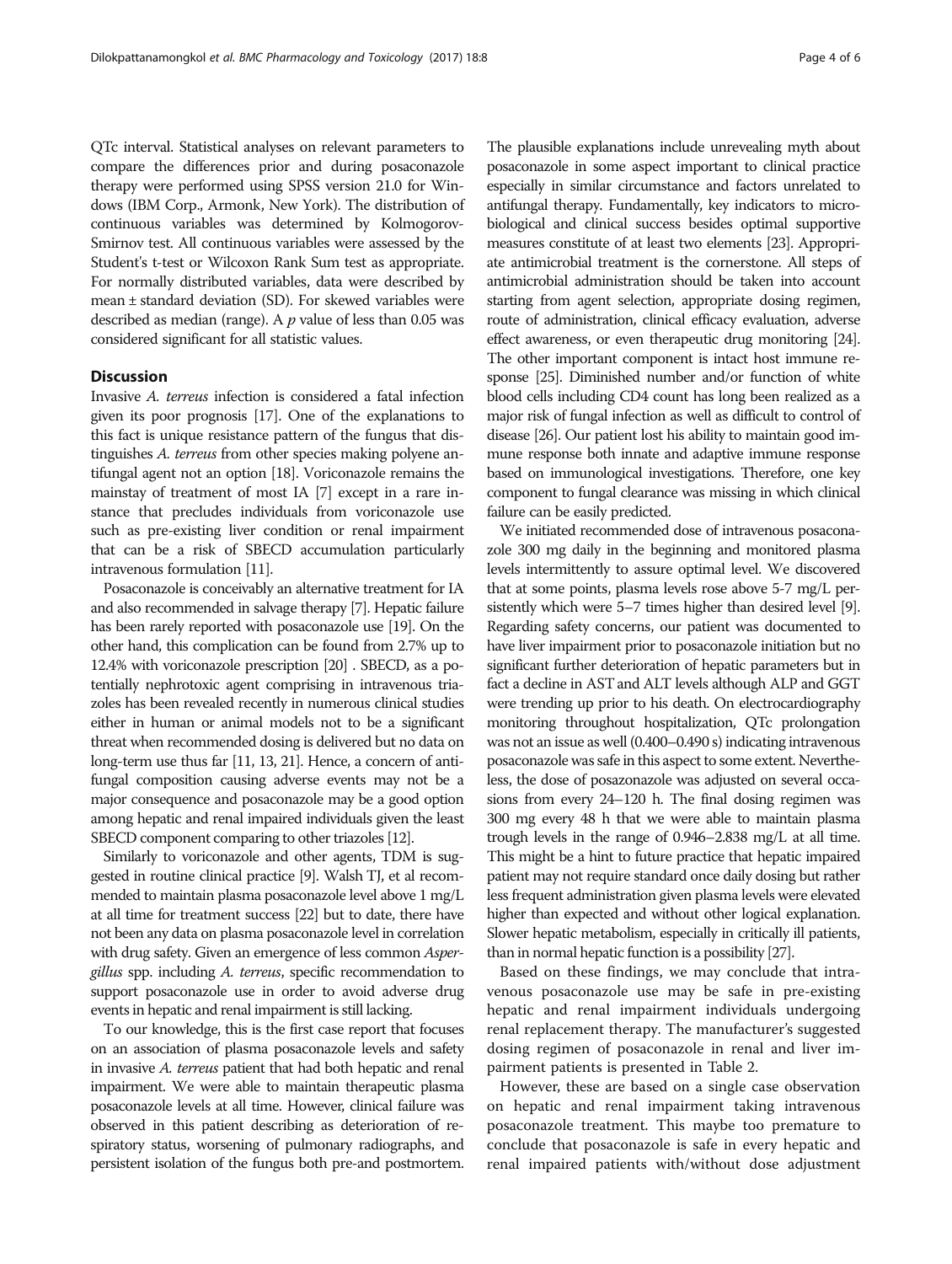QTc interval. Statistical analyses on relevant parameters to compare the differences prior and during posaconazole therapy were performed using SPSS version 21.0 for Windows (IBM Corp., Armonk, New York). The distribution of continuous variables was determined by Kolmogorov-Smirnov test. All continuous variables were assessed by the Student's t-test or Wilcoxon Rank Sum test as appropriate. For normally distributed variables, data were described by mean ± standard deviation (SD). For skewed variables were described as median (range). A *p* value of less than 0.05 was considered significant for all statistic values.

## Discussion

Invasive *A. terreus* infection is considered a fatal infection given its poor prognosis [17]. One of the explanations to this fact is unique resistance pattern of the fungus that distinguishes *A. terreus* from other species making polyene antifungal agent not an option [18]. Voriconazole remains the mainstay of treatment of most IA [7] except in a rare instance that precludes individuals from voriconazole use such as pre-existing liver condition or renal impairment that can be a risk of SBECD accumulation particularly intravenous formulation [11].

Posaconazole is conceivably an alternative treatment for IA and also recommended in salvage therapy [7]. Hepatic failure has been rarely reported with posaconazole use [19]. On the other hand, this complication can be found from 2.7% up to 12.4% with voriconazole prescription [20] . SBECD, as a potentially nephrotoxic agent comprising in intravenous triazoles has been revealed recently in numerous clinical studies either in human or animal models not to be a significant threat when recommended dosing is delivered but no data on long-term use thus far [11, 13, 21]. Hence, a concern of antifungal composition causing adverse events may not be a major consequence and posaconazole may be a good option among hepatic and renal impaired individuals given the least SBECD component comparing to other triazoles [12].

Similarly to voriconazole and other agents, TDM is suggested in routine clinical practice [9]. Walsh TJ, et al recommended to maintain plasma posaconazole level above 1 mg/L at all time for treatment success [22] but to date, there have not been any data on plasma posaconazole level in correlation with drug safety. Given an emergence of less common *Aspergillus* spp. including *A. terreus*, specific recommendation to support posaconazole use in order to avoid adverse drug events in hepatic and renal impairment is still lacking.

To our knowledge, this is the first case report that focuses on an association of plasma posaconazole levels and safety in invasive *A. terreus* patient that had both hepatic and renal impairment. We were able to maintain therapeutic plasma posaconazole levels at all time. However, clinical failure was observed in this patient describing as deterioration of respiratory status, worsening of pulmonary radiographs, and persistent isolation of the fungus both pre-and postmortem. The plausible explanations include unrevealing myth about posaconazole in some aspect important to clinical practice especially in similar circumstance and factors unrelated to antifungal therapy. Fundamentally, key indicators to microbiological and clinical success besides optimal supportive measures constitute of at least two elements [23]. Appropriate antimicrobial treatment is the cornerstone. All steps of antimicrobial administration should be taken into account starting from agent selection, appropriate dosing regimen, route of administration, clinical efficacy evaluation, adverse effect awareness, or even therapeutic drug monitoring [24]. The other important component is intact host immune response [25]. Diminished number and/or function of white blood cells including CD4 count has long been realized as a major risk of fungal infection as well as difficult to control of disease [26]. Our patient lost his ability to maintain good immune response both innate and adaptive immune response based on immunological investigations. Therefore, one key component to fungal clearance was missing in which clinical failure can be easily predicted.

We initiated recommended dose of intravenous posaconazole 300 mg daily in the beginning and monitored plasma levels intermittently to assure optimal level. We discovered that at some points, plasma levels rose above 5-7 mg/L persistently which were 5–7 times higher than desired level [9]. Regarding safety concerns, our patient was documented to have liver impairment prior to posaconazole initiation but no significant further deterioration of hepatic parameters but in fact a decline in AST and ALT levels although ALP and GGT were trending up prior to his death. On electrocardiography monitoring throughout hospitalization, QTc prolongation was not an issue as well (0.400–0.490 s) indicating intravenous posaconazole was safe in this aspect to some extent. Nevertheless, the dose of posazonazole was adjusted on several occasions from every 24–120 h. The final dosing regimen was 300 mg every 48 h that we were able to maintain plasma trough levels in the range of 0.946–2.838 mg/L at all time. This might be a hint to future practice that hepatic impaired patient may not require standard once daily dosing but rather less frequent administration given plasma levels were elevated higher than expected and without other logical explanation. Slower hepatic metabolism, especially in critically ill patients, than in normal hepatic function is a possibility [27].

Based on these findings, we may conclude that intravenous posaconazole use may be safe in pre-existing hepatic and renal impairment individuals undergoing renal replacement therapy. The manufacturer's suggested dosing regimen of posaconazole in renal and liver impairment patients is presented in Table 2.

However, these are based on a single case observation on hepatic and renal impairment taking intravenous posaconazole treatment. This maybe too premature to conclude that posaconazole is safe in every hepatic and renal impaired patients with/without dose adjustment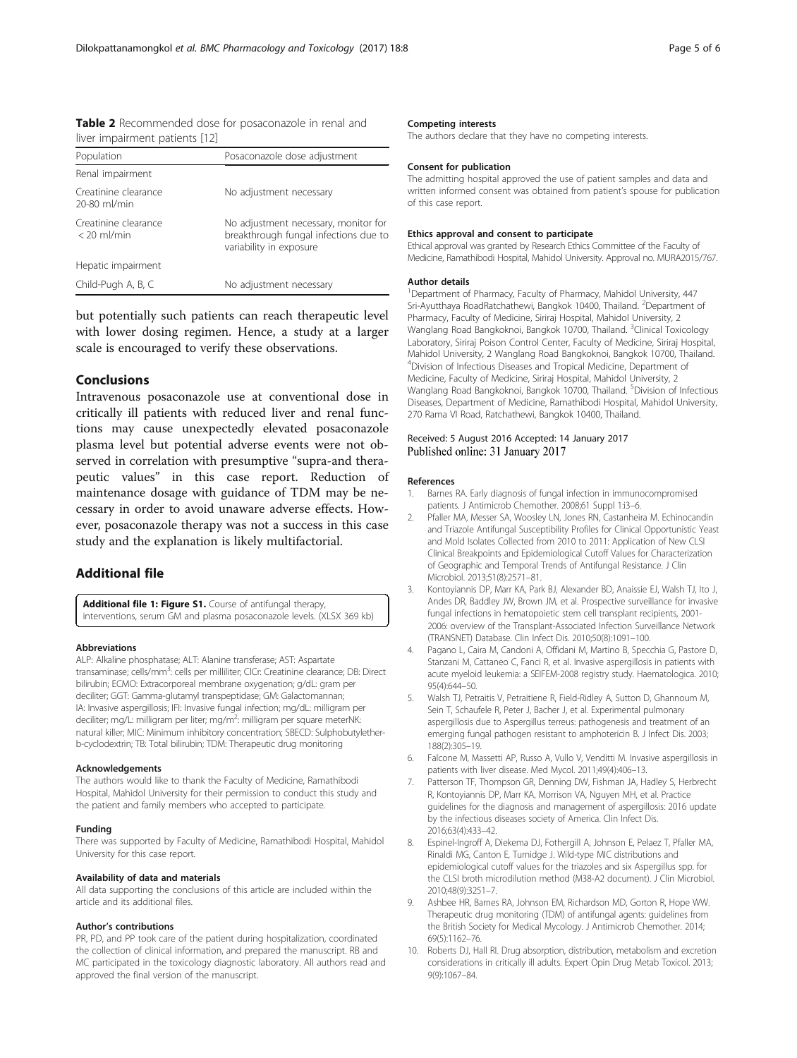**Table 2** Recommended dose for posaconazole in renal and liver impairment patients [12]

| Population | Posaconazole dose adjustment |
| --- | --- |
| Renal impairment | |
| Creatinine clearance 20-80 ml/min | No adjustment necessary |
| Creatinine clearance < 20 ml/min | No adjustment necessary, monitor for breakthrough fungal infections due to variability in exposure |
| Hepatic impairment | |
| Child-Pugh A, B, C | No adjustment necessary |

but potentially such patients can reach therapeutic level with lower dosing regimen. Hence, a study at a larger scale is encouraged to verify these observations.

## Conclusions

Intravenous posaconazole use at conventional dose in critically ill patients with reduced liver and renal functions may cause unexpectedly elevated posaconazole plasma level but potential adverse events were not observed in correlation with presumptive "supra-and therapeutic values" in this case report. Reduction of maintenance dosage with guidance of TDM may be necessary in order to avoid unaware adverse effects. However, posaconazole therapy was not a success in this case study and the explanation is likely multifactorial.

## Additional file

**Additional file 1: Figure S1.** Course of antifungal therapy, interventions, serum GM and plasma posaconazole levels. (XLSX 369 kb)

#### Abbreviations

ALP: Alkaline phosphatase; ALT: Alanine transferase; AST: Aspartate transaminase; cells/mm$^3$: cells per milliliter; ClCr: Creatinine clearance; DB: Direct bilirubin; ECMO: Extracorporeal membrane oxygenation; g/dL: gram per deciliter; GGT: Gamma-glutamyl transpeptidase; GM: Galactomannan; IA: Invasive aspergillosis; IFI: Invasive fungal infection; mg/dL: milligram per deciliter; mg/L: milligram per liter; mg/m$^2$: milligram per square meterNK: natural killer; MIC: Minimum inhibitory concentration; SBECD: Sulphobutylether-b-cyclodextrin; TB: Total bilirubin; TDM: Therapeutic drug monitoring

#### Acknowledgements

The authors would like to thank the Faculty of Medicine, Ramathibodi Hospital, Mahidol University for their permission to conduct this study and the patient and family members who accepted to participate.

#### Funding

There was supported by Faculty of Medicine, Ramathibodi Hospital, Mahidol University for this case report.

#### Availability of data and materials

All data supporting the conclusions of this article are included within the article and its additional files.

#### Author's contributions

PR, PD, and PP took care of the patient during hospitalization, coordinated the collection of clinical information, and prepared the manuscript. RB and MC participated in the toxicology diagnostic laboratory. All authors read and approved the final version of the manuscript.

#### Competing interests

The authors declare that they have no competing interests.

#### Consent for publication

The admitting hospital approved the use of patient samples and data and written informed consent was obtained from patient's spouse for publication of this case report.

#### Ethics approval and consent to participate

Ethical approval was granted by Research Ethics Committee of the Faculty of Medicine, Ramathibodi Hospital, Mahidol University. Approval no. MURA2015/767.

#### Author details

[1]Department of Pharmacy, Faculty of Pharmacy, Mahidol University, 447 Sri-Ayutthaya RoadRatchathewi, Bangkok 10400, Thailand. [2]Department of Pharmacy, Faculty of Medicine, Siriraj Hospital, Mahidol University, 2 Wanglang Road Bangkoknoi, Bangkok 10700, Thailand. [3]Clinical Toxicology Laboratory, Siriraj Poison Control Center, Faculty of Medicine, Siriraj Hospital, Mahidol University, 2 Wanglang Road Bangkoknoi, Bangkok 10700, Thailand. [4]Division of Infectious Diseases and Tropical Medicine, Department of Medicine, Faculty of Medicine, Siriraj Hospital, Mahidol University, 2 Wanglang Road Bangkoknoi, Bangkok 10700, Thailand. [5]Division of Infectious Diseases, Department of Medicine, Ramathibodi Hospital, Mahidol University, 270 Rama VI Road, Ratchathewi, Bangkok 10400, Thailand.

Received: 5 August 2016 Accepted: 14 January 2017
Published online: 31 January 2017

#### References

1. Barnes RA. Early diagnosis of fungal infection in immunocompromised patients. J Antimicrob Chemother. 2008;61 Suppl 1:i3–6.
2. Pfaller MA, Messer SA, Woosley LN, Jones RN, Castanheira M. Echinocandin and Triazole Antifungal Susceptibility Profiles for Clinical Opportunistic Yeast and Mold Isolates Collected from 2010 to 2011: Application of New CLSI Clinical Breakpoints and Epidemiological Cutoff Values for Characterization of Geographic and Temporal Trends of Antifungal Resistance. J Clin Microbiol. 2013;51(8):2571–81.
3. Kontoyiannis DP, Marr KA, Park BJ, Alexander BD, Anaissie EJ, Walsh TJ, Ito J, Andes DR, Baddley JW, Brown JM, et al. Prospective surveillance for invasive fungal infections in hematopoietic stem cell transplant recipients, 2001-2006: overview of the Transplant-Associated Infection Surveillance Network (TRANSNET) Database. Clin Infect Dis. 2010;50(8):1091–100.
4. Pagano L, Caira M, Candoni A, Offidani M, Martino B, Specchia G, Pastore D, Stanzani M, Cattaneo C, Fanci R, et al. Invasive aspergillosis in patients with acute myeloid leukemia: a SEIFEM-2008 registry study. Haematologica. 2010; 95(4):644–50.
5. Walsh TJ, Petraitis V, Petraitiene R, Field-Ridley A, Sutton D, Ghannoum M, Sein T, Schaufele R, Peter J, Bacher J, et al. Experimental pulmonary aspergillosis due to Aspergillus terreus: pathogenesis and treatment of an emerging fungal pathogen resistant to amphotericin B. J Infect Dis. 2003; 188(2):305–19.
6. Falcone M, Massetti AP, Russo A, Vullo V, Venditti M. Invasive aspergillosis in patients with liver disease. Med Mycol. 2011;49(4):406–13.
7. Patterson TF, Thompson GR, Denning DW, Fishman JA, Hadley S, Herbrecht R, Kontoyiannis DP, Marr KA, Morrison VA, Nguyen MH, et al. Practice guidelines for the diagnosis and management of aspergillosis: 2016 update by the infectious diseases society of America. Clin Infect Dis. 2016;63(4):433–42.
8. Espinel-Ingroff A, Diekema DJ, Fothergill A, Johnson E, Pelaez T, Pfaller MA, Rinaldi MG, Canton E, Turnidge J. Wild-type MIC distributions and epidemiological cutoff values for the triazoles and six Aspergillus spp. for the CLSI broth microdilution method (M38-A2 document). J Clin Microbiol. 2010;48(9):3251–7.
9. Ashbee HR, Barnes RA, Johnson EM, Richardson MD, Gorton R, Hope WW. Therapeutic drug monitoring (TDM) of antifungal agents: guidelines from the British Society for Medical Mycology. J Antimicrob Chemother. 2014; 69(5):1162–76.
10. Roberts DJ, Hall RI. Drug absorption, distribution, metabolism and excretion considerations in critically ill adults. Expert Opin Drug Metab Toxicol. 2013; 9(9):1067–84.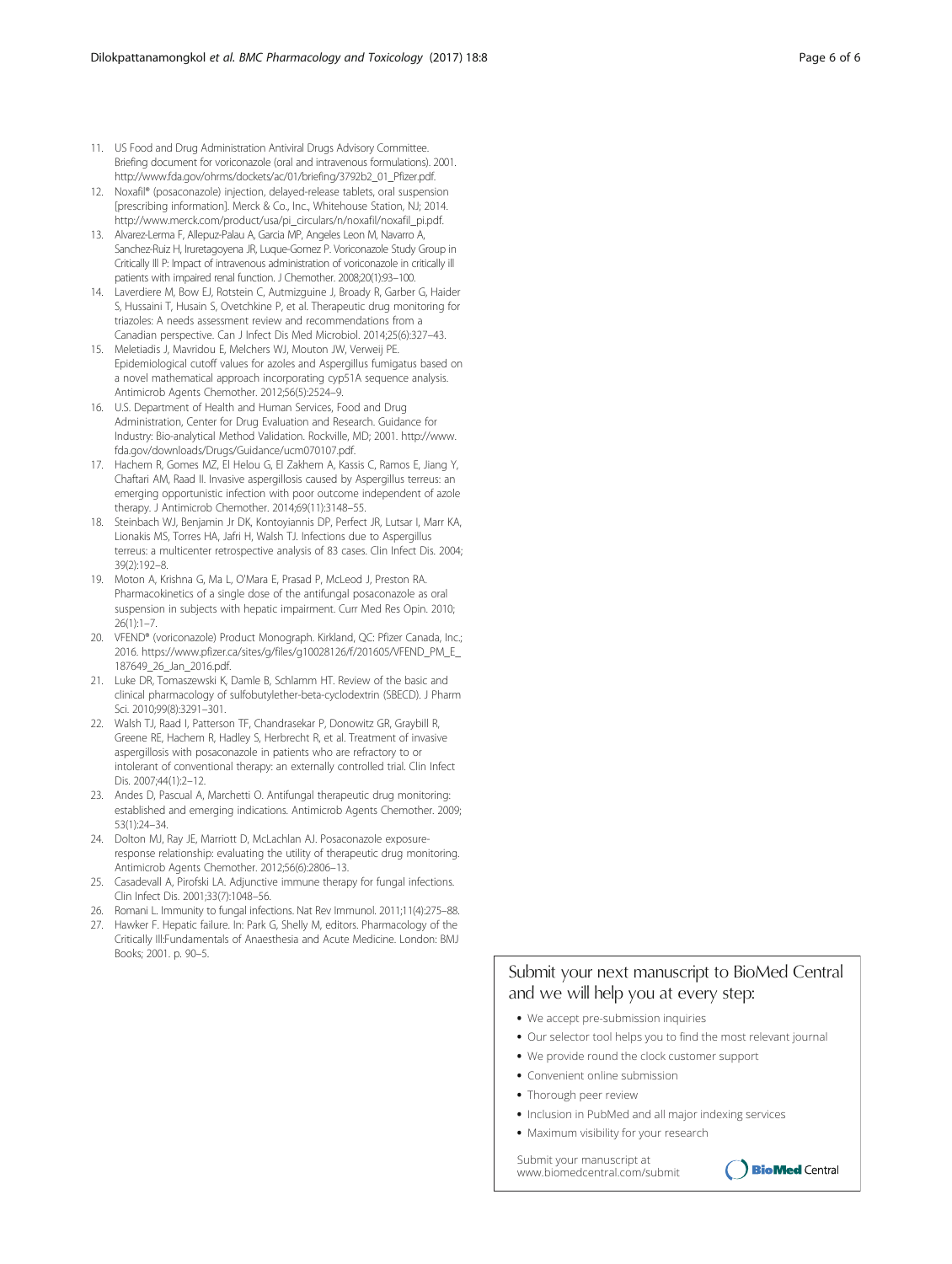11. US Food and Drug Administration Antiviral Drugs Advisory Committee. Briefing document for voriconazole (oral and intravenous formulations). 2001. http://www.fda.gov/ohrms/dockets/ac/01/briefing/3792b2_01_Pfizer.pdf.
12. Noxafil® (posaconazole) injection, delayed-release tablets, oral suspension [prescribing information]. Merck & Co., Inc., Whitehouse Station, NJ; 2014. http://www.merck.com/product/usa/pi_circulars/n/noxafil/noxafil_pi.pdf.
13. Alvarez-Lerma F, Allepuz-Palau A, Garcia MP, Angeles Leon M, Navarro A, Sanchez-Ruiz H, Iruretagoyena JR, Luque-Gomez P. Voriconazole Study Group in Critically Ill P: Impact of intravenous administration of voriconazole in critically ill patients with impaired renal function. J Chemother. 2008;20(1):93–100.
14. Laverdiere M, Bow EJ, Rotstein C, Autmizguine J, Broady R, Garber G, Haider S, Hussaini T, Husain S, Ovetchkine P, et al. Therapeutic drug monitoring for triazoles: A needs assessment review and recommendations from a Canadian perspective. Can J Infect Dis Med Microbiol. 2014;25(6):327–43.
15. Meletiadis J, Mavridou E, Melchers WJ, Mouton JW, Verweij PE. Epidemiological cutoff values for azoles and Aspergillus fumigatus based on a novel mathematical approach incorporating cyp51A sequence analysis. Antimicrob Agents Chemother. 2012;56(5):2524–9.
16. U.S. Department of Health and Human Services, Food and Drug Administration, Center for Drug Evaluation and Research. Guidance for Industry: Bio-analytical Method Validation. Rockville, MD; 2001. http://www.fda.gov/downloads/Drugs/Guidance/ucm070107.pdf.
17. Hachem R, Gomes MZ, El Helou G, El Zakhem A, Kassis C, Ramos E, Jiang Y, Chaftari AM, Raad II. Invasive aspergillosis caused by Aspergillus terreus: an emerging opportunistic infection with poor outcome independent of azole therapy. J Antimicrob Chemother. 2014;69(11):3148–55.
18. Steinbach WJ, Benjamin Jr DK, Kontoyiannis DP, Perfect JR, Lutsar I, Marr KA, Lionakis MS, Torres HA, Jafri H, Walsh TJ. Infections due to Aspergillus terreus: a multicenter retrospective analysis of 83 cases. Clin Infect Dis. 2004; 39(2):192–8.
19. Moton A, Krishna G, Ma L, O'Mara E, Prasad P, McLeod J, Preston RA. Pharmacokinetics of a single dose of the antifungal posaconazole as oral suspension in subjects with hepatic impairment. Curr Med Res Opin. 2010; 26(1):1–7.
20. VFEND® (voriconazole) Product Monograph. Kirkland, QC: Pfizer Canada, Inc.; 2016. https://www.pfizer.ca/sites/g/files/g10028126/f/201605/VFEND_PM_E_187649_26_Jan_2016.pdf.
21. Luke DR, Tomaszewski K, Damle B, Schlamm HT. Review of the basic and clinical pharmacology of sulfobutylether-beta-cyclodextrin (SBECD). J Pharm Sci. 2010;99(8):3291–301.
22. Walsh TJ, Raad I, Patterson TF, Chandrasekar P, Donowitz GR, Graybill R, Greene RE, Hachem R, Hadley S, Herbrecht R, et al. Treatment of invasive aspergillosis with posaconazole in patients who are refractory to or intolerant of conventional therapy: an externally controlled trial. Clin Infect Dis. 2007;44(1):2–12.
23. Andes D, Pascual A, Marchetti O. Antifungal therapeutic drug monitoring: established and emerging indications. Antimicrob Agents Chemother. 2009; 53(1):24–34.
24. Dolton MJ, Ray JE, Marriott D, McLachlan AJ. Posaconazole exposure-response relationship: evaluating the utility of therapeutic drug monitoring. Antimicrob Agents Chemother. 2012;56(6):2806–13.
25. Casadevall A, Pirofski LA. Adjunctive immune therapy for fungal infections. Clin Infect Dis. 2001;33(7):1048–56.
26. Romani L. Immunity to fungal infections. Nat Rev Immunol. 2011;11(4):275–88.
27. Hawker F. Hepatic failure. In: Park G, Shelly M, editors. Pharmacology of the Critically Ill:Fundamentals of Anaesthesia and Acute Medicine. London: BMJ Books; 2001. p. 90–5.

Submit your next manuscript to BioMed Central and we will help you at every step:

- We accept pre-submission inquiries
- Our selector tool helps you to find the most relevant journal
- We provide round the clock customer support
- Convenient online submission
- Thorough peer review
- Inclusion in PubMed and all major indexing services
- Maximum visibility for your research

Submit your manuscript at www.biomedcentral.com/submit

BioMed Central